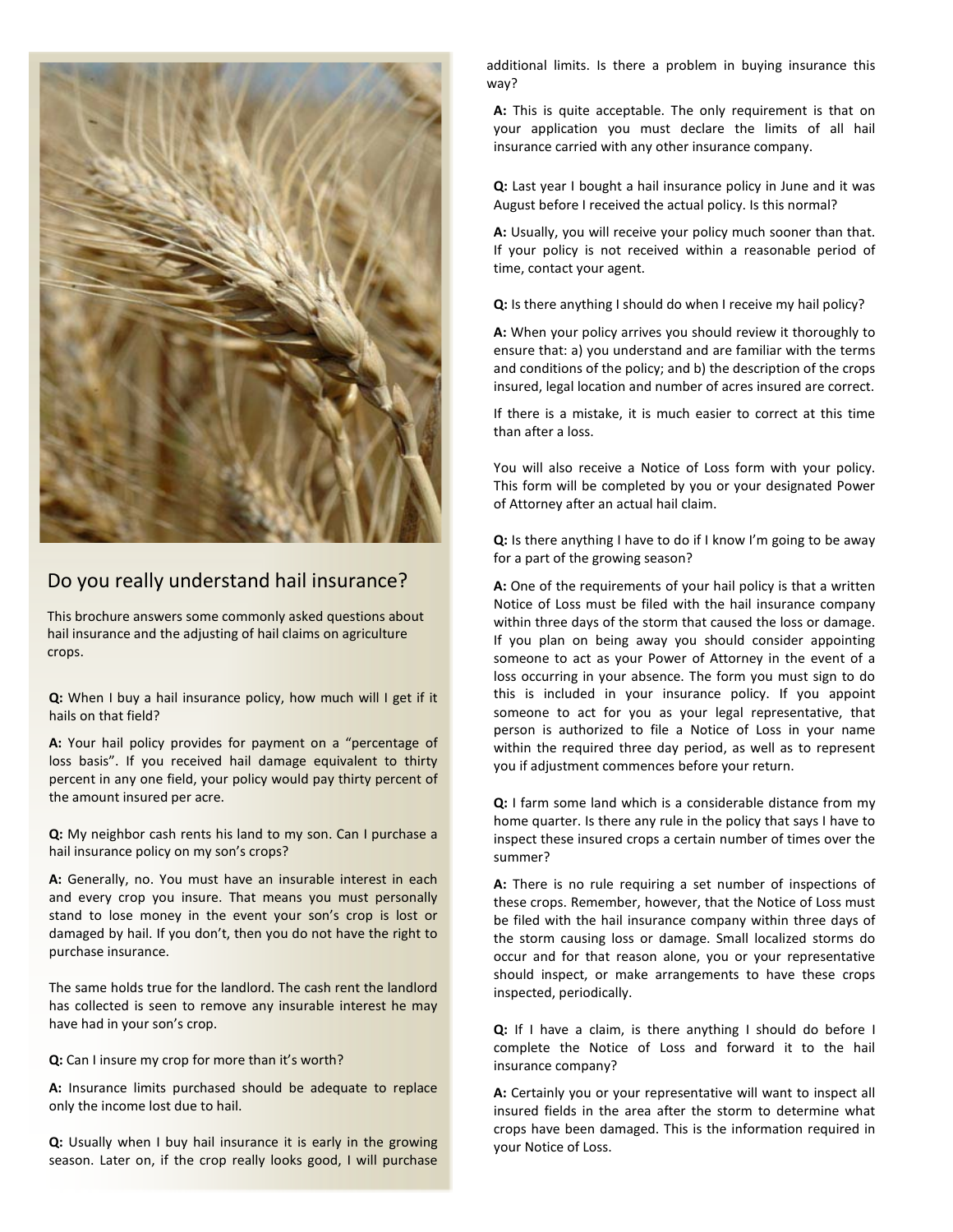## Do you really understand hail insurance?

This brochure answers some commonly asked questions about hail insurance and the adjusting of hail claims on agriculture crops.

**Q:** When I buy a hail insurance policy, how much will I get if it hails on that field?

**A:** Your hail policy provides for payment on a "percentage of loss basis". If you received hail damage equivalent to thirty percent in any one field, your policy would pay thirty percent of the amount insured per acre.

**Q:** My neighbor cash rents his land to my son. Can I purchase a hail insurance policy on my son's crops?

**A:** Generally, no. You must have an insurable interest in each and every crop you insure. That means you must personally stand to lose money in the event your son's crop is lost or damaged by hail. If you don't, then you do not have the right to purchase insurance.

The same holds true for the landlord. The cash rent the landlord has collected is seen to remove any insurable interest he may have had in your son's crop.

**Q:** Can I insure my crop for more than it's worth?

**A:** Insurance limits purchased should be adequate to replace only the income lost due to hail.

**Q:** Usually when I buy hail insurance it is early in the growing season. Later on, if the crop really looks good, I will purchase additional limits. Is there a problem in buying insurance this way?

**A:** This is quite acceptable. The only requirement is that on your application you must declare the limits of all hail insurance carried with any other insurance company.

**Q:** Last year I bought a hail insurance policy in June and it was August before I received the actual policy. Is this normal?

**A:** Usually, you will receive your policy much sooner than that. If your policy is not received within a reasonable period of time, contact your agent.

**Q:** Is there anything I should do when I receive my hail policy?

**A:** When your policy arrives you should review it thoroughly to ensure that: a) you understand and are familiar with the terms and conditions of the policy; and b) the description of the crops insured, legal location and number of acres insured are correct.

If there is a mistake, it is much easier to correct at this time than after a loss.

You will also receive a Notice of Loss form with your policy. This form will be completed by you or your designated Power of Attorney after an actual hail claim.

**Q:** Is there anything I have to do if I know I'm going to be away for a part of the growing season?

**A:** One of the requirements of your hail policy is that a written Notice of Loss must be filed with the hail insurance company within three days of the storm that caused the loss or damage. If you plan on being away you should consider appointing someone to act as your Power of Attorney in the event of a loss occurring in your absence. The form you must sign to do this is included in your insurance policy. If you appoint someone to act for you as your legal representative, that person is authorized to file a Notice of Loss in your name within the required three day period, as well as to represent you if adjustment commences before your return.

**Q:** I farm some land which is a considerable distance from my home quarter. Is there any rule in the policy that says I have to inspect these insured crops a certain number of times over the summer?

**A:** There is no rule requiring a set number of inspections of these crops. Remember, however, that the Notice of Loss must be filed with the hail insurance company within three days of the storm causing loss or damage. Small localized storms do occur and for that reason alone, you or your representative should inspect, or make arrangements to have these crops inspected, periodically.

**Q:** If I have a claim, is there anything I should do before I complete the Notice of Loss and forward it to the hail insurance company?

**A:** Certainly you or your representative will want to inspect all insured fields in the area after the storm to determine what crops have been damaged. This is the information required in your Notice of Loss.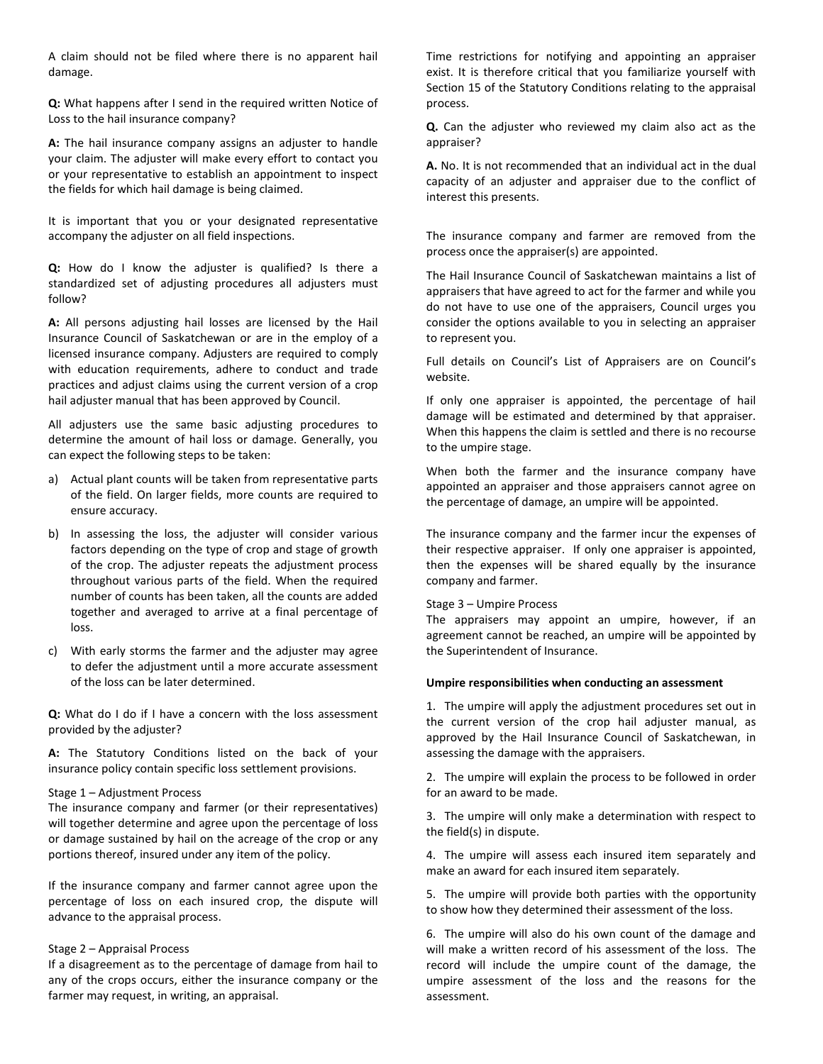A claim should not be filed where there is no apparent hail damage.

**Q:** What happens after I send in the required written Notice of Loss to the hail insurance company?

**A:** The hail insurance company assigns an adjuster to handle your claim. The adjuster will make every effort to contact you or your representative to establish an appointment to inspect the fields for which hail damage is being claimed.

It is important that you or your designated representative accompany the adjuster on all field inspections.

**Q:** How do I know the adjuster is qualified? Is there a standardized set of adjusting procedures all adjusters must follow?

**A:** All persons adjusting hail losses are licensed by the Hail Insurance Council of Saskatchewan or are in the employ of a licensed insurance company. Adjusters are required to comply with education requirements, adhere to conduct and trade practices and adjust claims using the current version of a crop hail adjuster manual that has been approved by Council.

All adjusters use the same basic adjusting procedures to determine the amount of hail loss or damage. Generally, you can expect the following steps to be taken:

a) Actual plant counts will be taken from representative parts of the field. On larger fields, more counts are required to ensure accuracy.
b) In assessing the loss, the adjuster will consider various factors depending on the type of crop and stage of growth of the crop. The adjuster repeats the adjustment process throughout various parts of the field. When the required number of counts has been taken, all the counts are added together and averaged to arrive at a final percentage of loss.
c) With early storms the farmer and the adjuster may agree to defer the adjustment until a more accurate assessment of the loss can be later determined.

**Q:** What do I do if I have a concern with the loss assessment provided by the adjuster?

**A:** The Statutory Conditions listed on the back of your insurance policy contain specific loss settlement provisions.

Stage 1 – Adjustment Process
The insurance company and farmer (or their representatives) will together determine and agree upon the percentage of loss or damage sustained by hail on the acreage of the crop or any portions thereof, insured under any item of the policy.

If the insurance company and farmer cannot agree upon the percentage of loss on each insured crop, the dispute will advance to the appraisal process.

Stage 2 – Appraisal Process
If a disagreement as to the percentage of damage from hail to any of the crops occurs, either the insurance company or the farmer may request, in writing, an appraisal.

Time restrictions for notifying and appointing an appraiser exist. It is therefore critical that you familiarize yourself with Section 15 of the Statutory Conditions relating to the appraisal process.

**Q.** Can the adjuster who reviewed my claim also act as the appraiser?

**A.** No. It is not recommended that an individual act in the dual capacity of an adjuster and appraiser due to the conflict of interest this presents.

The insurance company and farmer are removed from the process once the appraiser(s) are appointed.

The Hail Insurance Council of Saskatchewan maintains a list of appraisers that have agreed to act for the farmer and while you do not have to use one of the appraisers, Council urges you consider the options available to you in selecting an appraiser to represent you.

Full details on Council's List of Appraisers are on Council's website.

If only one appraiser is appointed, the percentage of hail damage will be estimated and determined by that appraiser. When this happens the claim is settled and there is no recourse to the umpire stage.

When both the farmer and the insurance company have appointed an appraiser and those appraisers cannot agree on the percentage of damage, an umpire will be appointed.

The insurance company and the farmer incur the expenses of their respective appraiser. If only one appraiser is appointed, then the expenses will be shared equally by the insurance company and farmer.

Stage 3 – Umpire Process
The appraisers may appoint an umpire, however, if an agreement cannot be reached, an umpire will be appointed by the Superintendent of Insurance.

**Umpire responsibilities when conducting an assessment**

1. The umpire will apply the adjustment procedures set out in the current version of the crop hail adjuster manual, as approved by the Hail Insurance Council of Saskatchewan, in assessing the damage with the appraisers.
2. The umpire will explain the process to be followed in order for an award to be made.
3. The umpire will only make a determination with respect to the field(s) in dispute.
4. The umpire will assess each insured item separately and make an award for each insured item separately.
5. The umpire will provide both parties with the opportunity to show how they determined their assessment of the loss.
6. The umpire will also do his own count of the damage and will make a written record of his assessment of the loss. The record will include the umpire count of the damage, the umpire assessment of the loss and the reasons for the assessment.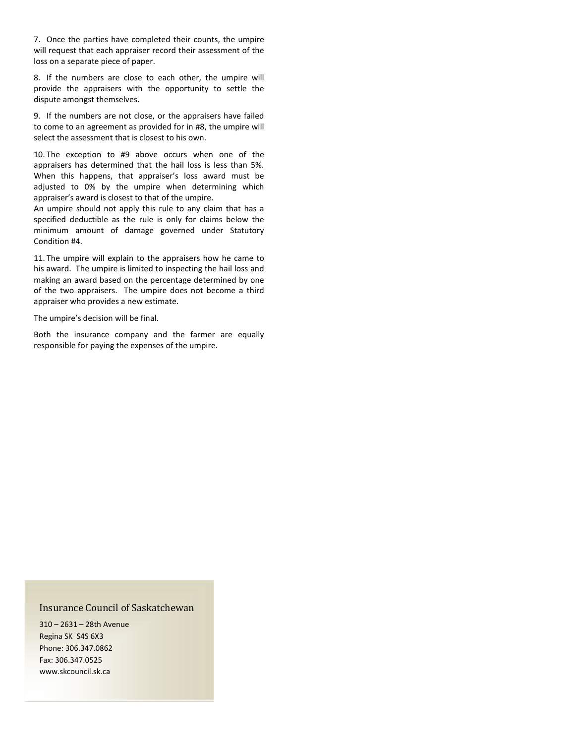7. Once the parties have completed their counts, the umpire will request that each appraiser record their assessment of the loss on a separate piece of paper.

8. If the numbers are close to each other, the umpire will provide the appraisers with the opportunity to settle the dispute amongst themselves.

9. If the numbers are not close, or the appraisers have failed to come to an agreement as provided for in #8, the umpire will select the assessment that is closest to his own.

10. The exception to #9 above occurs when one of the appraisers has determined that the hail loss is less than 5%. When this happens, that appraiser's loss award must be adjusted to 0% by the umpire when determining which appraiser's award is closest to that of the umpire.
An umpire should not apply this rule to any claim that has a specified deductible as the rule is only for claims below the minimum amount of damage governed under Statutory Condition #4.

11. The umpire will explain to the appraisers how he came to his award. The umpire is limited to inspecting the hail loss and making an award based on the percentage determined by one of the two appraisers. The umpire does not become a third appraiser who provides a new estimate.

The umpire's decision will be final.

Both the insurance company and the farmer are equally responsible for paying the expenses of the umpire.

Insurance Council of Saskatchewan

310 – 2631 – 28th Avenue
Regina SK S4S 6X3
Phone: 306.347.0862
Fax: 306.347.0525
www.skcouncil.sk.ca